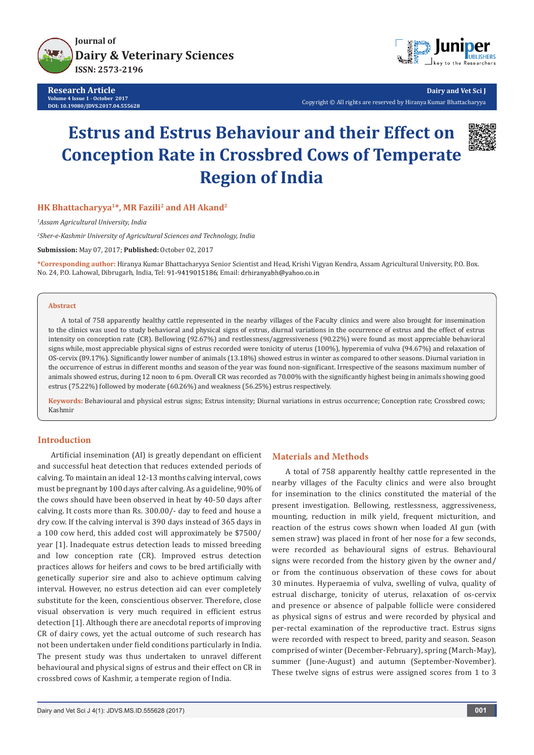Research Article

# Estrus and Estrus Behaviour and their Effect on Conception Rate in Crossbred Cows of Temperate Region of India

**HK Bhattacharyya[1]*, MR Fazili[2] and AH Akand[2]**

[1]*Assam Agricultural University, India*

[2]*Sher-e-Kashmir University of Agricultural Sciences and Technology, India*

**Submission:** May 07, 2017; **Published:** October 02, 2017

**\*Corresponding author:** Hiranya Kumar Bhattacharyya Senior Scientist and Head, Krishi Vigyan Kendra, Assam Agricultural University, P.O. Box. No. 24, P.O. Lahowal, Dibrugarh, India, Tel: 91-9419015186; Email: drhiranyabh@yahoo.co.in

## Abstract

A total of 758 apparently healthy cattle represented in the nearby villages of the Faculty clinics and were also brought for insemination to the clinics was used to study behavioral and physical signs of estrus, diurnal variations in the occurrence of estrus and the effect of estrus intensity on conception rate (CR). Bellowing (92.67%) and restlessness/aggressiveness (90.22%) were found as most appreciable behavioral signs while, most appreciable physical signs of estrus recorded were tonicity of uterus (100%), hyperemia of vulva (94.67%) and relaxation of OS-cervix (89.17%). Significantly lower number of animals (13.18%) showed estrus in winter as compared to other seasons. Diurnal variation in the occurrence of estrus in different months and season of the year was found non-significant. Irrespective of the seasons maximum number of animals showed estrus, during 12 noon to 6 pm. Overall CR was recorded as 70.00% with the significantly highest being in animals showing good estrus (75.22%) followed by moderate (60.26%) and weakness (56.25%) estrus respectively.

**Keywords:** Behavioural and physical estrus signs; Estrus intensity; Diurnal variations in estrus occurrence; Conception rate; Crossbred cows; Kashmir

## Introduction

Artificial insemination (AI) is greatly dependant on efficient and successful heat detection that reduces extended periods of calving. To maintain an ideal 12-13 months calving interval, cows must be pregnant by 100 days after calving. As a guideline, 90% of the cows should have been observed in heat by 40-50 days after calving. It costs more than Rs. 300.00/- day to feed and house a dry cow. If the calving interval is 390 days instead of 365 days in a 100 cow herd, this added cost will approximately be $7500/ year [1]. Inadequate estrus detection leads to missed breeding and low conception rate (CR). Improved estrus detection practices allows for heifers and cows to be bred artificially with genetically superior sire and also to achieve optimum calving interval. However, no estrus detection aid can ever completely substitute for the keen, conscientious observer. Therefore, close visual observation is very much required in efficient estrus detection [1]. Although there are anecdotal reports of improving CR of dairy cows, yet the actual outcome of such research has not been undertaken under field conditions particularly in India. The present study was thus undertaken to unravel different behavioural and physical signs of estrus and their effect on CR in crossbred cows of Kashmir, a temperate region of India.

## Materials and Methods

A total of 758 apparently healthy cattle represented in the nearby villages of the Faculty clinics and were also brought for insemination to the clinics constituted the material of the present investigation. Bellowing, restlessness, aggressiveness, mounting, reduction in milk yield, frequent micturition, and reaction of the estrus cows shown when loaded AI gun (with semen straw) was placed in front of her nose for a few seconds, were recorded as behavioural signs of estrus. Behavioural signs were recorded from the history given by the owner and/ or from the continuous observation of these cows for about 30 minutes. Hyperaemia of vulva, swelling of vulva, quality of estrual discharge, tonicity of uterus, relaxation of os-cervix and presence or absence of palpable follicle were considered as physical signs of estrus and were recorded by physical and per-rectal examination of the reproductive tract. Estrus signs were recorded with respect to breed, parity and season. Season comprised of winter (December-February), spring (March-May), summer (June-August) and autumn (September-November). These twelve signs of estrus were assigned scores from 1 to 3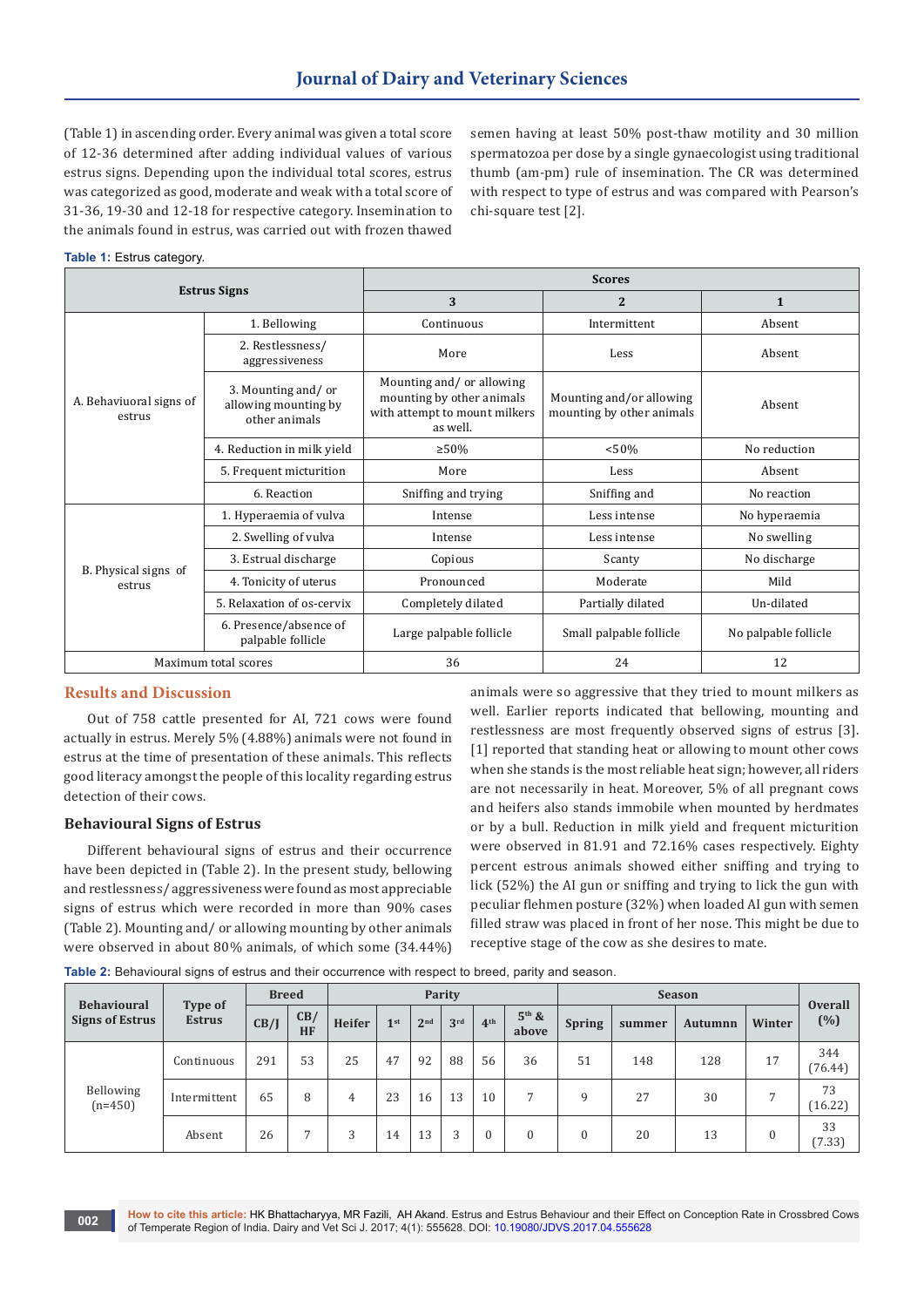(Table 1) in ascending order. Every animal was given a total score of 12-36 determined after adding individual values of various estrus signs. Depending upon the individual total scores, estrus was categorized as good, moderate and weak with a total score of 31-36, 19-30 and 12-18 for respective category. Insemination to the animals found in estrus, was carried out with frozen thawed semen having at least 50% post-thaw motility and 30 million spermatozoa per dose by a single gynaecologist using traditional thumb (am-pm) rule of insemination. The CR was determined with respect to type of estrus and was compared with Pearson's chi-square test [2].

**Table 1:** Estrus category.

| Estrus Signs | | Scores | | |
|---|---|---|---|---|
| | | 3 | 2 | 1 |
| A. Behaviuoral signs of estrus | 1. Bellowing | Continuous | Intermittent | Absent |
| | 2. Restlessness/ aggressiveness | More | Less | Absent |
| | 3. Mounting and/ or allowing mounting by other animals | Mounting and/ or allowing mounting by other animals with attempt to mount milkers as well. | Mounting and/or allowing mounting by other animals | Absent |
| | 4. Reduction in milk yield | ≥50% | <50% | No reduction |
| | 5. Frequent micturition | More | Less | Absent |
| | 6. Reaction | Sniffing and trying | Sniffing and | No reaction |
| B. Physical signs of estrus | 1. Hyperaemia of vulva | Intense | Less intense | No hyperaemia |
| | 2. Swelling of vulva | Intense | Less intense | No swelling |
| | 3. Estrual discharge | Copious | Scanty | No discharge |
| | 4. Tonicity of uterus | Pronounced | Moderate | Mild |
| | 5. Relaxation of os-cervix | Completely dilated | Partially dilated | Un-dilated |
| | 6. Presence/absence of palpable follicle | Large palpable follicle | Small palpable follicle | No palpable follicle |
| Maximum total scores | | 36 | 24 | 12 |

## Results and Discussion

Out of 758 cattle presented for AI, 721 cows were found actually in estrus. Merely 5% (4.88%) animals were not found in estrus at the time of presentation of these animals. This reflects good literacy amongst the people of this locality regarding estrus detection of their cows.

### Behavioural Signs of Estrus

Different behavioural signs of estrus and their occurrence have been depicted in (Table 2). In the present study, bellowing and restlessness/aggressiveness were found as most appreciable signs of estrus which were recorded in more than 90% cases (Table 2). Mounting and/ or allowing mounting by other animals were observed in about 80% animals, of which some (34.44%) animals were so aggressive that they tried to mount milkers as well. Earlier reports indicated that bellowing, mounting and restlessness are most frequently observed signs of estrus [3]. [1] reported that standing heat or allowing to mount other cows when she stands is the most reliable heat sign; however, all riders are not necessarily in heat. Moreover, 5% of all pregnant cows and heifers also stands immobile when mounted by herdmates or by a bull. Reduction in milk yield and frequent micturition were observed in 81.91 and 72.16% cases respectively. Eighty percent estrous animals showed either sniffing and trying to lick (52%) the AI gun or sniffing and trying to lick the gun with peculiar flehmen posture (32%) when loaded AI gun with semen filled straw was placed in front of her nose. This might be due to receptive stage of the cow as she desires to mate.

**Table 2:** Behavioural signs of estrus and their occurrence with respect to breed, parity and season.

| Behavioural Signs of Estrus | Type of Estrus | Breed | | Parity | | | | | | Season | | | | Overall (%) |
|---|---|---|---|---|---|---|---|---|---|---|---|---|---|---|
| | | CB/J | CB/HF | Heifer | 1st | 2nd | 3rd | 4th | 5th & above | Spring | summer | Autumnn | Winter | |
| Bellowing (n=450) | Continuous | 291 | 53 | 25 | 47 | 92 | 88 | 56 | 36 | 51 | 148 | 128 | 17 | 344 (76.44) |
| | Intermittent | 65 | 8 | 4 | 23 | 16 | 13 | 10 | 7 | 9 | 27 | 30 | 7 | 73 (16.22) |
| | Absent | 26 | 7 | 3 | 14 | 13 | 3 | 0 | 0 | 0 | 20 | 13 | 0 | 33 (7.33) |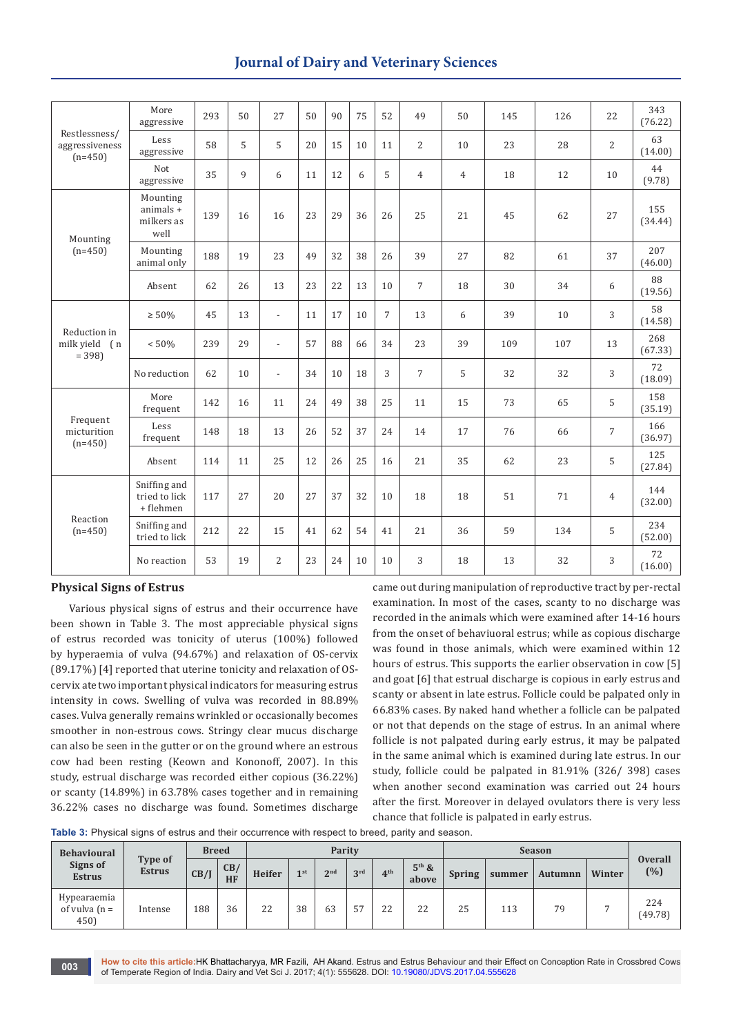| | | | | | | | | | | | | | |
|---|---|---|---|---|---|---|---|---|---|---|---|---|---|
| Restlessness/ aggressiveness (n=450) | More aggressive | 293 | 50 | 27 | 50 | 90 | 75 | 52 | 49 | 50 | 145 | 126 | 22 | 343 (76.22) |
| | Less aggressive | 58 | 5 | 5 | 20 | 15 | 10 | 11 | 2 | 10 | 23 | 28 | 2 | 63 (14.00) |
| | Not aggressive | 35 | 9 | 6 | 11 | 12 | 6 | 5 | 4 | 4 | 18 | 12 | 10 | 44 (9.78) |
| Mounting (n=450) | Mounting animals + milkers as well | 139 | 16 | 16 | 23 | 29 | 36 | 26 | 25 | 21 | 45 | 62 | 27 | 155 (34.44) |
| | Mounting animal only | 188 | 19 | 23 | 49 | 32 | 38 | 26 | 39 | 27 | 82 | 61 | 37 | 207 (46.00) |
| | Absent | 62 | 26 | 13 | 23 | 22 | 13 | 10 | 7 | 18 | 30 | 34 | 6 | 88 (19.56) |
| Reduction in milk yield (n = 398) | ≥ 50% | 45 | 13 | - | 11 | 17 | 10 | 7 | 13 | 6 | 39 | 10 | 3 | 58 (14.58) |
| | < 50% | 239 | 29 | - | 57 | 88 | 66 | 34 | 23 | 39 | 109 | 107 | 13 | 268 (67.33) |
| | No reduction | 62 | 10 | - | 34 | 10 | 18 | 3 | 7 | 5 | 32 | 32 | 3 | 72 (18.09) |
| Frequent micturition (n=450) | More frequent | 142 | 16 | 11 | 24 | 49 | 38 | 25 | 11 | 15 | 73 | 65 | 5 | 158 (35.19) |
| | Less frequent | 148 | 18 | 13 | 26 | 52 | 37 | 24 | 14 | 17 | 76 | 66 | 7 | 166 (36.97) |
| | Absent | 114 | 11 | 25 | 12 | 26 | 25 | 16 | 21 | 35 | 62 | 23 | 5 | 125 (27.84) |
| Reaction (n=450) | Sniffing and tried to lick + flehmen | 117 | 27 | 20 | 27 | 37 | 32 | 10 | 18 | 18 | 51 | 71 | 4 | 144 (32.00) |
| | Sniffing and tried to lick | 212 | 22 | 15 | 41 | 62 | 54 | 41 | 21 | 36 | 59 | 134 | 5 | 234 (52.00) |
| | No reaction | 53 | 19 | 2 | 23 | 24 | 10 | 10 | 3 | 18 | 13 | 32 | 3 | 72 (16.00) |

## Physical Signs of Estrus

Various physical signs of estrus and their occurrence have been shown in Table 3. The most appreciable physical signs of estrus recorded was tonicity of uterus (100%) followed by hyperaemia of vulva (94.67%) and relaxation of OS-cervix (89.17%) [4] reported that uterine tonicity and relaxation of OS-cervix ate two important physical indicators for measuring estrus intensity in cows. Swelling of vulva was recorded in 88.89% cases. Vulva generally remains wrinkled or occasionally becomes smoother in non-estrous cows. Stringy clear mucus discharge can also be seen in the gutter or on the ground where an estrous cow had been resting (Keown and Kononoff, 2007). In this study, estrual discharge was recorded either copious (36.22%) or scanty (14.89%) in 63.78% cases together and in remaining 36.22% cases no discharge was found. Sometimes discharge came out during manipulation of reproductive tract by per-rectal examination. In most of the cases, scanty to no discharge was recorded in the animals which were examined after 14-16 hours from the onset of behaviuoral estrus; while as copious discharge was found in those animals, which were examined within 12 hours of estrus. This supports the earlier observation in cow [5] and goat [6] that estrual discharge is copious in early estrus and scanty or absent in late estrus. Follicle could be palpated only in 66.83% cases. By naked hand whether a follicle can be palpated or not that depends on the stage of estrus. In an animal where follicle is not palpated during early estrus, it may be palpated in the same animal which is examined during late estrus. In our study, follicle could be palpated in 81.91% (326/ 398) cases when another second examination was carried out 24 hours after the first. Moreover in delayed ovulators there is very less chance that follicle is palpated in early estrus.

**Table 3:** Physical signs of estrus and their occurrence with respect to breed, parity and season.

| Behavioural Signs of Estrus | Type of Estrus | Breed | | Parity | | | | | | Season | | | | Overall (%) |
|---|---|---|---|---|---|---|---|---|---|---|---|---|---|---|
| | | CB/J | CB/ HF | Heifer | 1st | 2nd | 3rd | 4th | 5th & above | Spring | summer | Autumn | Winter | |
| Hypearaemia of vulva (n = 450) | Intense | 188 | 36 | 22 | 38 | 63 | 57 | 22 | 22 | 25 | 113 | 79 | 7 | 224 (49.78) |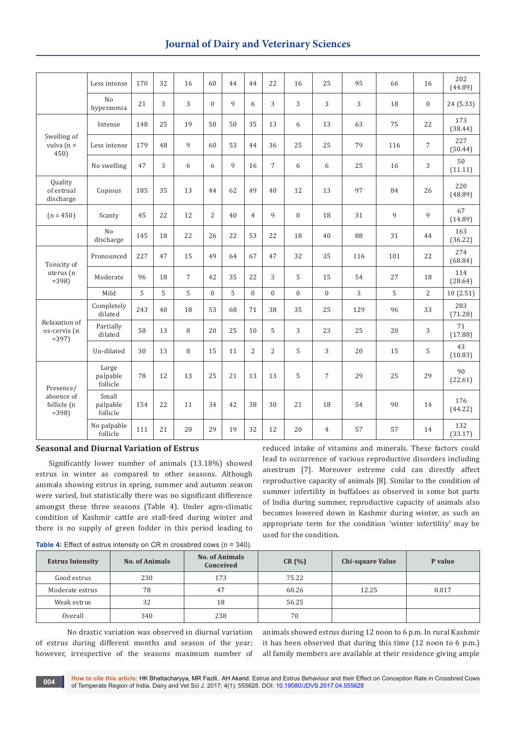|  |  |  |  |  |  |  |  |  |  |  |  |  |  |  |
|---|---|---|---|---|---|---|---|---|---|---|---|---|---|---|
|  | Less intense | 170 | 32 | 16 | 60 | 44 | 44 | 22 | 16 | 25 | 95 | 66 | 16 | 202 (44.89) |
|  | No hyperaemia | 21 | 3 | 3 | 0 | 9 | 6 | 3 | 3 | 3 | 3 | 18 | 0 | 24 (5.33) |
| Swelling of vulva (n = 450) | Intense | 148 | 25 | 19 | 50 | 50 | 35 | 13 | 6 | 13 | 63 | 75 | 22 | 173 (38.44) |
|  | Less intense | 179 | 48 | 9 | 60 | 53 | 44 | 36 | 25 | 25 | 79 | 116 | 7 | 227 (50.44) |
|  | No swelling | 47 | 3 | 6 | 6 | 9 | 16 | 7 | 6 | 6 | 25 | 16 | 3 | 50 (11.11) |
| Quality of estrual discharge | Copious | 185 | 35 | 13 | 44 | 62 | 49 | 40 | 12 | 13 | 97 | 84 | 26 | 220 (48.89) |
| (n = 450) | Scanty | 45 | 22 | 12 | 2 | 40 | 4 | 9 | 0 | 18 | 31 | 9 | 9 | 67 (14.89) |
|  | No discharge | 145 | 18 | 22 | 26 | 22 | 53 | 22 | 18 | 40 | 88 | 31 | 44 | 163 (36.22) |
| Tonicity of uterus (n =398) | Pronounced | 227 | 47 | 15 | 49 | 64 | 67 | 47 | 32 | 35 | 116 | 101 | 22 | 274 (68.84) |
|  | Moderate | 96 | 18 | 7 | 42 | 35 | 22 | 3 | 5 | 15 | 54 | 27 | 18 | 114 (28.64) |
|  | Mild | 5 | 5 | 5 | 0 | 5 | 0 | 0 | 0 | 0 | 3 | 5 | 2 | 10 (2.51) |
| Relaxation of os-cervix (n =397) | Completely dilated | 243 | 40 | 18 | 53 | 68 | 71 | 38 | 35 | 25 | 129 | 96 | 33 | 283 (71.28) |
|  | Partially dilated | 58 | 13 | 8 | 20 | 25 | 10 | 5 | 3 | 23 | 25 | 20 | 3 | 71 (17.88) |
|  | Un-dilated | 30 | 13 | 8 | 15 | 11 | 2 | 2 | 5 | 3 | 20 | 15 | 5 | 43 (10.83) |
| Presence/ absence of follicle (n =398) | Large palpable follicle | 78 | 12 | 13 | 25 | 21 | 13 | 13 | 5 | 7 | 29 | 25 | 29 | 90 (22.61) |
|  | Small palpable follicle | 154 | 22 | 11 | 34 | 42 | 38 | 30 | 21 | 18 | 54 | 90 | 14 | 176 (44.22) |
|  | No palpable follicle | 111 | 21 | 20 | 29 | 19 | 32 | 12 | 20 | 4 | 57 | 57 | 14 | 132 (33.17) |

### Seasonal and Diurnal Variation of Estrus

Significantly lower number of animals (13.18%) showed estrus in winter as compared to other seasons. Although animals showing estrus in spring, summer and autumn season were varied, but statistically there was no significant difference amongst these three seasons (Table 4). Under agro-climatic condition of Kashmir cattle are stall-feed during winter and there is no supply of green fodder in this period leading to reduced intake of vitamins and minerals. These factors could lead to occurrence of various reproductive disorders including anestrum [7]. Moreover extreme cold can directly affect reproductive capacity of animals [8]. Similar to the condition of summer infertility in buffaloes as observed in some hot parts of India during summer, reproductive capacity of animals also becomes lowered down in Kashmir during winter, as such an appropriate term for the condition 'winter infertility' may be used for the condition.

**Table 4:** Effect of estrus intensity on CR in crossbred cows (n = 340).

| Estrus Intensity | No. of Animals | No. of Animals Conceived | CR (%) | Chi-square Value | P value |
|---|---|---|---|---|---|
| Good estrus | 230 | 173 | 75.22 |  |  |
| Moderate estrus | 78 | 47 | 60.26 | 12.25 | 0.017 |
| Weak estrus | 32 | 18 | 56.25 |  |  |
| Overall | 340 | 238 | 70 |  |  |

No drastic variation was observed in diurnal variation of estrus during different months and season of the year; however, irrespective of the seasons maximum number of animals showed estrus during 12 noon to 6 p.m. In rural Kashmir it has been observed that during this time (12 noon to 6 p.m.) all family members are available at their residence giving ample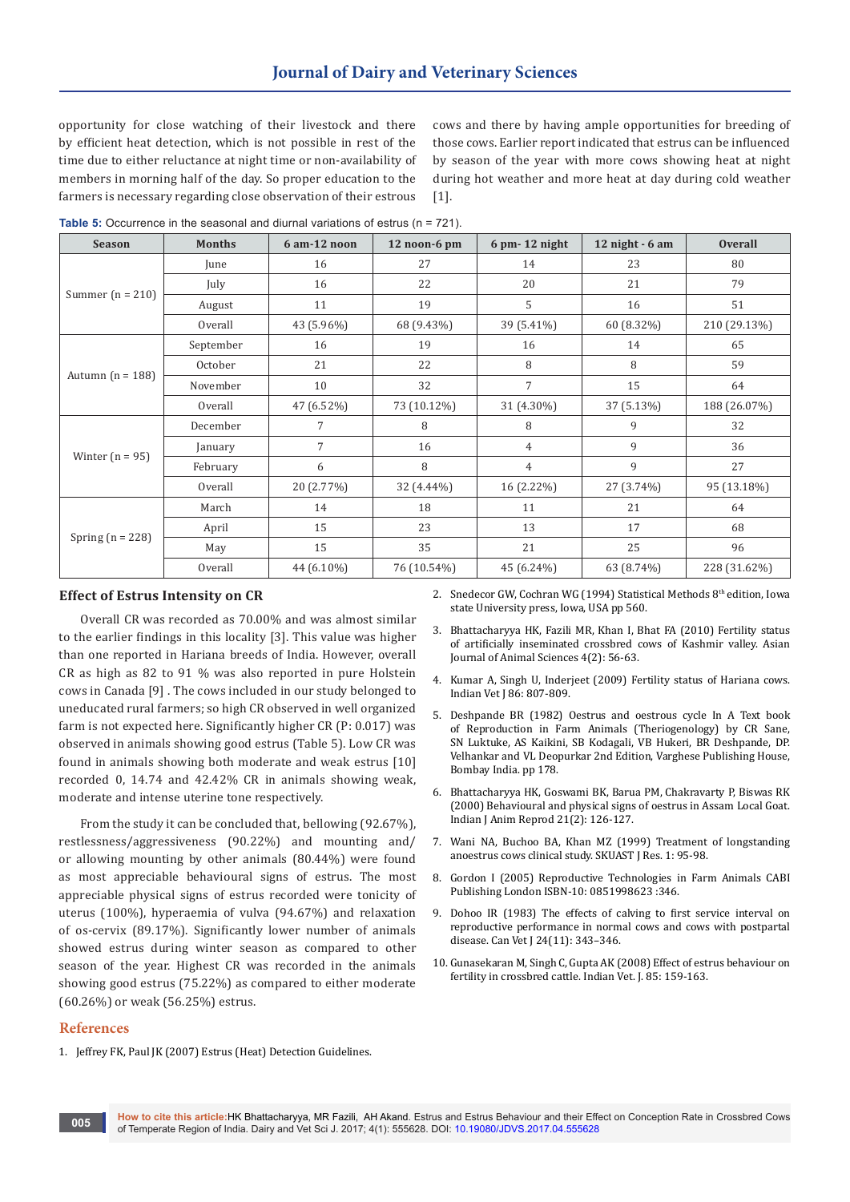opportunity for close watching of their livestock and there by efficient heat detection, which is not possible in rest of the time due to either reluctance at night time or non-availability of members in morning half of the day. So proper education to the farmers is necessary regarding close observation of their estrous cows and there by having ample opportunities for breeding of those cows. Earlier report indicated that estrus can be influenced by season of the year with more cows showing heat at night during hot weather and more heat at day during cold weather [1].

**Table 5:** Occurrence in the seasonal and diurnal variations of estrus (n = 721).

| Season | Months | 6 am-12 noon | 12 noon-6 pm | 6 pm- 12 night | 12 night - 6 am | Overall |
|---|---|---|---|---|---|---|
| Summer (n = 210) | June | 16 | 27 | 14 | 23 | 80 |
| | July | 16 | 22 | 20 | 21 | 79 |
| | August | 11 | 19 | 5 | 16 | 51 |
| | Overall | 43 (5.96%) | 68 (9.43%) | 39 (5.41%) | 60 (8.32%) | 210 (29.13%) |
| Autumn (n = 188) | September | 16 | 19 | 16 | 14 | 65 |
| | October | 21 | 22 | 8 | 8 | 59 |
| | November | 10 | 32 | 7 | 15 | 64 |
| | Overall | 47 (6.52%) | 73 (10.12%) | 31 (4.30%) | 37 (5.13%) | 188 (26.07%) |
| Winter (n = 95) | December | 7 | 8 | 8 | 9 | 32 |
| | January | 7 | 16 | 4 | 9 | 36 |
| | February | 6 | 8 | 4 | 9 | 27 |
| | Overall | 20 (2.77%) | 32 (4.44%) | 16 (2.22%) | 27 (3.74%) | 95 (13.18%) |
| Spring (n = 228) | March | 14 | 18 | 11 | 21 | 64 |
| | April | 15 | 23 | 13 | 17 | 68 |
| | May | 15 | 35 | 21 | 25 | 96 |
| | Overall | 44 (6.10%) | 76 (10.54%) | 45 (6.24%) | 63 (8.74%) | 228 (31.62%) |

### Effect of Estrus Intensity on CR

Overall CR was recorded as 70.00% and was almost similar to the earlier findings in this locality [3]. This value was higher than one reported in Hariana breeds of India. However, overall CR as high as 82 to 91 % was also reported in pure Holstein cows in Canada [9] . The cows included in our study belonged to uneducated rural farmers; so high CR observed in well organized farm is not expected here. Significantly higher CR (P: 0.017) was observed in animals showing good estrus (Table 5). Low CR was found in animals showing both moderate and weak estrus [10] recorded 0, 14.74 and 42.42% CR in animals showing weak, moderate and intense uterine tone respectively.

From the study it can be concluded that, bellowing (92.67%), restlessness/aggressiveness (90.22%) and mounting and/or allowing mounting by other animals (80.44%) were found as most appreciable behavioural signs of estrus. The most appreciable physical signs of estrus recorded were tonicity of uterus (100%), hyperaemia of vulva (94.67%) and relaxation of os-cervix (89.17%). Significantly lower number of animals showed estrus during winter season as compared to other season of the year. Highest CR was recorded in the animals showing good estrus (75.22%) as compared to either moderate (60.26%) or weak (56.25%) estrus.

## References

1. Jeffrey FK, Paul JK (2007) Estrus (Heat) Detection Guidelines.
2. Snedecor GW, Cochran WG (1994) Statistical Methods 8th edition, Iowa state University press, Iowa, USA pp 560.
3. Bhattacharyya HK, Fazili MR, Khan I, Bhat FA (2010) Fertility status of artificially inseminated crossbred cows of Kashmir valley. Asian Journal of Animal Sciences 4(2): 56-63.
4. Kumar A, Singh U, Inderjeet (2009) Fertility status of Hariana cows. Indian Vet J 86: 807-809.
5. Deshpande BR (1982) Oestrus and oestrous cycle In A Text book of Reproduction in Farm Animals (Theriogenology) by CR Sane, SN Luktuke, AS Kaikini, SB Kodagali, VB Hukeri, BR Deshpande, DP. Velhankar and VL Deopurkar 2nd Edition, Varghese Publishing House, Bombay India. pp 178.
6. Bhattacharyya HK, Goswami BK, Barua PM, Chakravarty P, Biswas RK (2000) Behavioural and physical signs of oestrus in Assam Local Goat. Indian J Anim Reprod 21(2): 126-127.
7. Wani NA, Buchoo BA, Khan MZ (1999) Treatment of longstanding anoestrus cows clinical study. SKUAST J Res. 1: 95-98.
8. Gordon I (2005) Reproductive Technologies in Farm Animals CABI Publishing London ISBN-10: 0851998623 :346.
9. Dohoo IR (1983) The effects of calving to first service interval on reproductive performance in normal cows and cows with postpartal disease. Can Vet J 24(11): 343–346.
10. Gunasekaran M, Singh C, Gupta AK (2008) Effect of estrus behaviour on fertility in crossbred cattle. Indian Vet. J. 85: 159-163.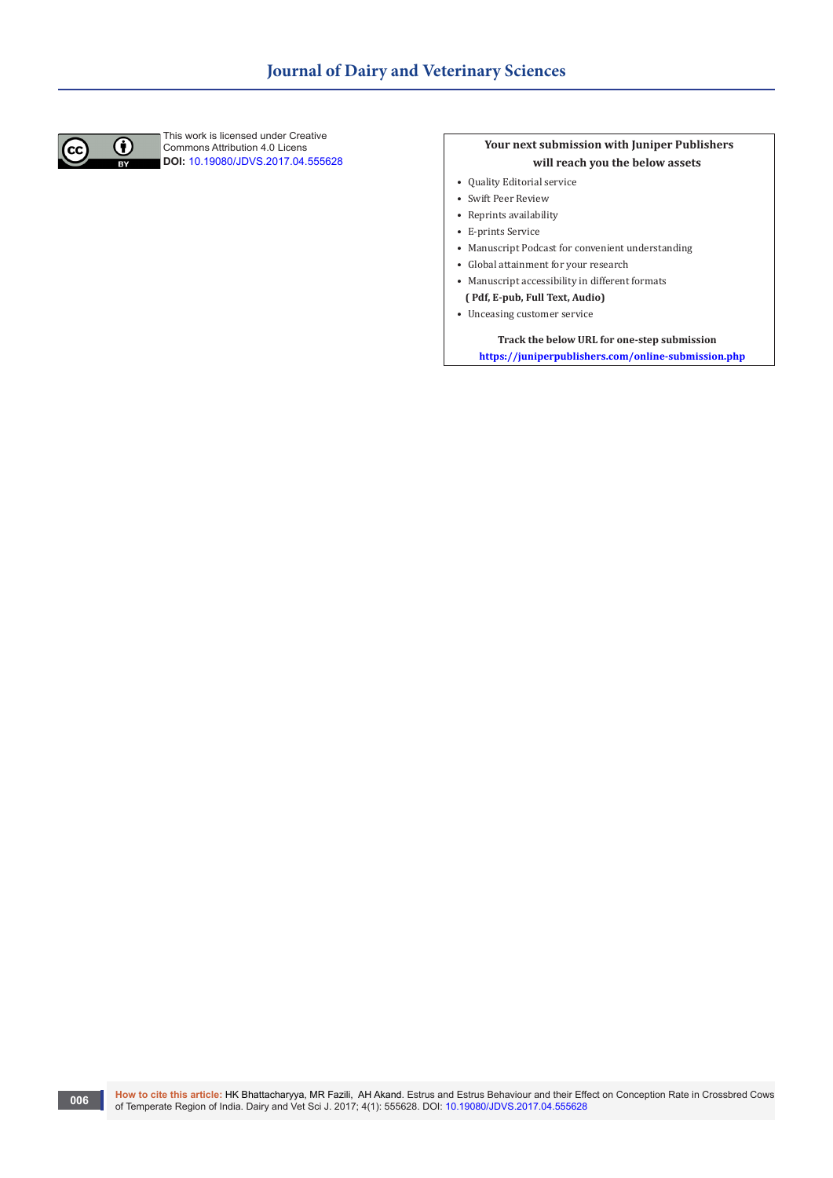This work is licensed under Creative Commons Attribution 4.0 Licens
**DOI:** 10.19080/JDVS.2017.04.555628

**Your next submission with Juniper Publishers will reach you the below assets**

- Quality Editorial service
- Swift Peer Review
- Reprints availability
- E-prints Service
- Manuscript Podcast for convenient understanding
- Global attainment for your research
- Manuscript accessibility in different formats

**( Pdf, E-pub, Full Text, Audio)**

- Unceasing customer service

**Track the below URL for one-step submission**
**https://juniperpublishers.com/online-submission.php**

**How to cite this article:** HK Bhattacharyya, MR Fazili, AH Akand. Estrus and Estrus Behaviour and their Effect on Conception Rate in Crossbred Cows of Temperate Region of India. Dairy and Vet Sci J. 2017; 4(1): 555628. DOI: 10.19080/JDVS.2017.04.555628